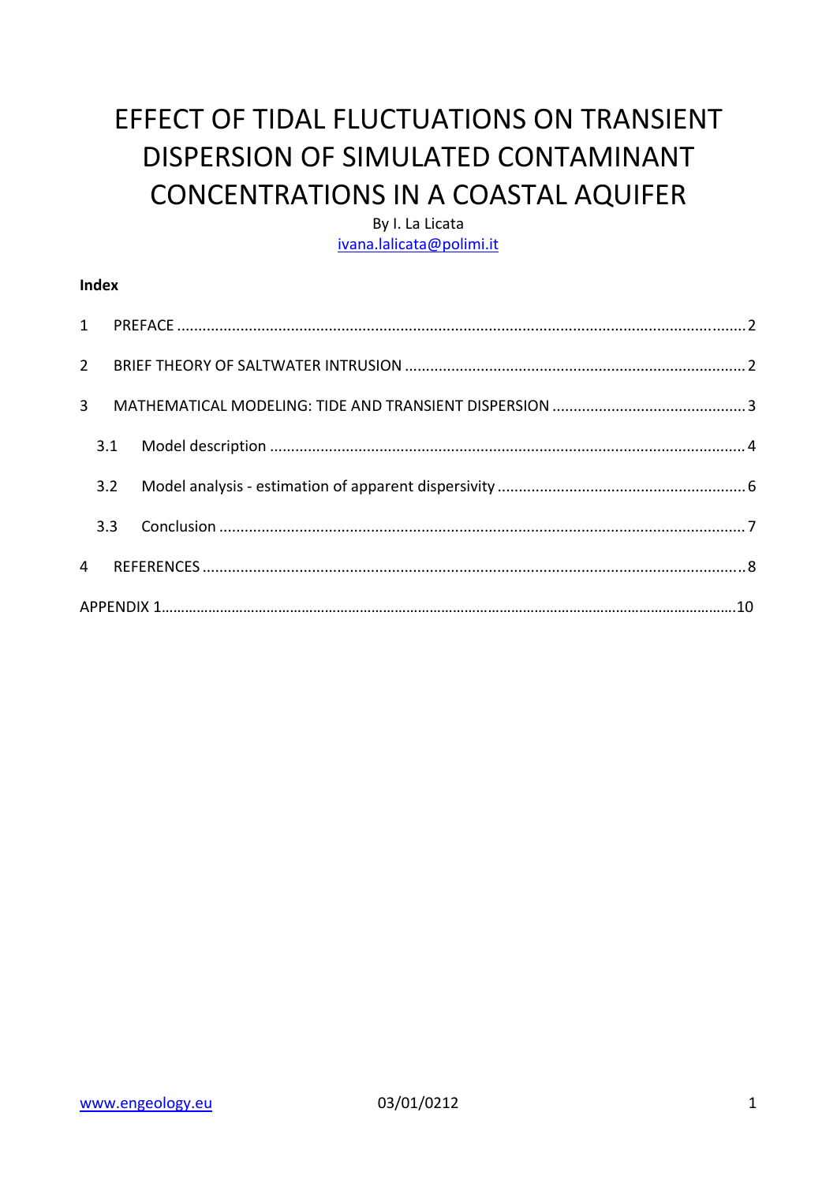# EFFECT OF TIDAL FLUCTUATIONS ON TRANSIENT DISPERSION OF SIMULATED CONTAMINANT CONCENTRATIONS IN A COASTAL AQUIFER

By I. La Licata

ivana.lalicata@polimi.it

**Index**

1 PREFACE ........................................................ 2

2 BRIEF THEORY OF SALTWATER INTRUSION ........................................................ 2

3 MATHEMATICAL MODELING: TIDE AND TRANSIENT DISPERSION ........................................................ 3

3.1 Model description ........................................................ 4

3.2 Model analysis - estimation of apparent dispersivity ........................................................ 6

3.3 Conclusion ........................................................ 7

4 REFERENCES ........................................................ 8

APPENDIX 1........................................................ 10

www.engeology.eu

03/01/0212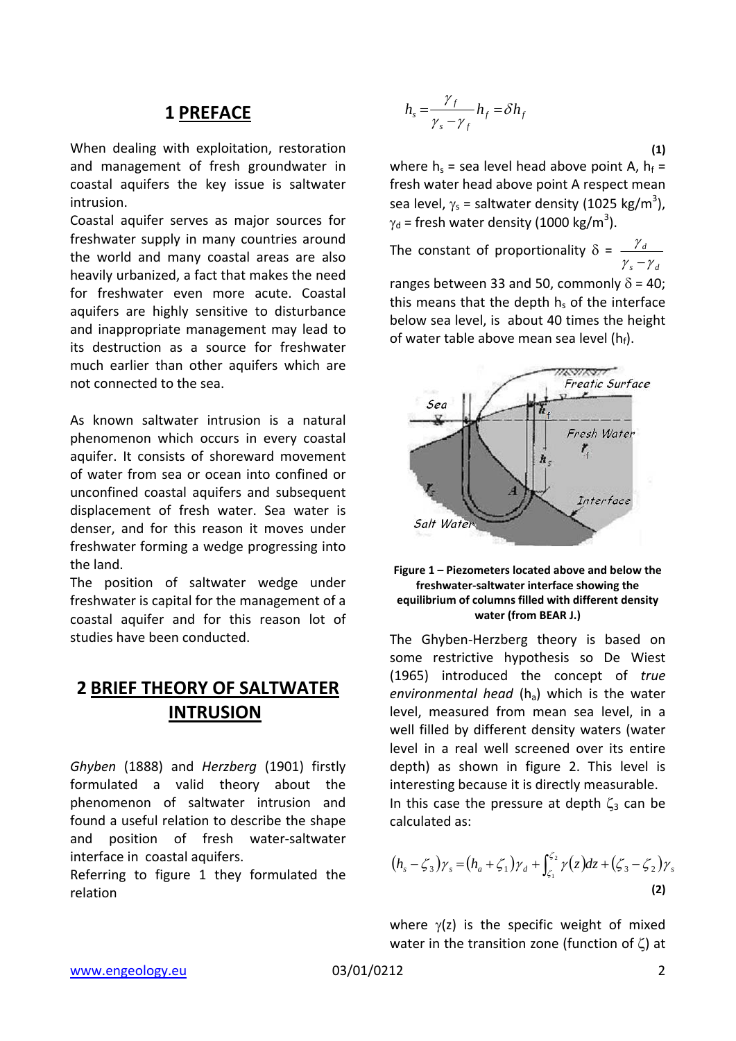## 1 PREFACE

When dealing with exploitation, restoration and management of fresh groundwater in coastal aquifers the key issue is saltwater intrusion.

Coastal aquifer serves as major sources for freshwater supply in many countries around the world and many coastal areas are also heavily urbanized, a fact that makes the need for freshwater even more acute. Coastal aquifers are highly sensitive to disturbance and inappropriate management may lead to its destruction as a source for freshwater much earlier than other aquifers which are not connected to the sea.

As known saltwater intrusion is a natural phenomenon which occurs in every coastal aquifer. It consists of shoreward movement of water from sea or ocean into confined or unconfined coastal aquifers and subsequent displacement of fresh water. Sea water is denser, and for this reason it moves under freshwater forming a wedge progressing into the land.

The position of saltwater wedge under freshwater is capital for the management of a coastal aquifer and for this reason lot of studies have been conducted.

## 2 BRIEF THEORY OF SALTWATER INTRUSION

*Ghyben* (1888) and *Herzberg* (1901) firstly formulated a valid theory about the phenomenon of saltwater intrusion and found a useful relation to describe the shape and position of fresh water-saltwater interface in coastal aquifers.

Referring to figure 1 they formulated the relation

$$h_s = \frac{\gamma_f}{\gamma_s - \gamma_f} h_f = \delta h_f \tag{1}$$

where $h_s$ = sea level head above point A, $h_f$ = fresh water head above point A respect mean sea level, $\gamma_s$ = saltwater density (1025 kg/m$^3$), $\gamma_d$ = fresh water density (1000 kg/m$^3$).

The constant of proportionality $\delta = \frac{\gamma_d}{\gamma_s - \gamma_d}$ ranges between 33 and 50, commonly $\delta = 40$; this means that the depth $h_s$ of the interface below sea level, is about 40 times the height of water table above mean sea level ($h_f$).

Sea

Freatic Surface

Fresh Water

$h_f$

$h_s$

$\gamma_f$

$\gamma_s$

A

Interface

Salt Water

**Figure 1 – Piezometers located above and below the freshwater-saltwater interface showing the equilibrium of columns filled with different density water (from BEAR J.)**

The Ghyben-Herzberg theory is based on some restrictive hypothesis so De Wiest (1965) introduced the concept of *true environmental head* ($h_a$) which is the water level, measured from mean sea level, in a well filled by different density waters (water level in a real well screened over its entire depth) as shown in figure 2. This level is interesting because it is directly measurable.

In this case the pressure at depth $\zeta_3$ can be calculated as:

$$(h_s - \zeta_3)\gamma_s = (h_a + \zeta_1)\gamma_d + \int_{\zeta_1}^{\zeta_2} \gamma(z)dz + (\zeta_3 - \zeta_2)\gamma_s \tag{2}$$

where $\gamma(z)$ is the specific weight of mixed water in the transition zone (function of $\zeta$) at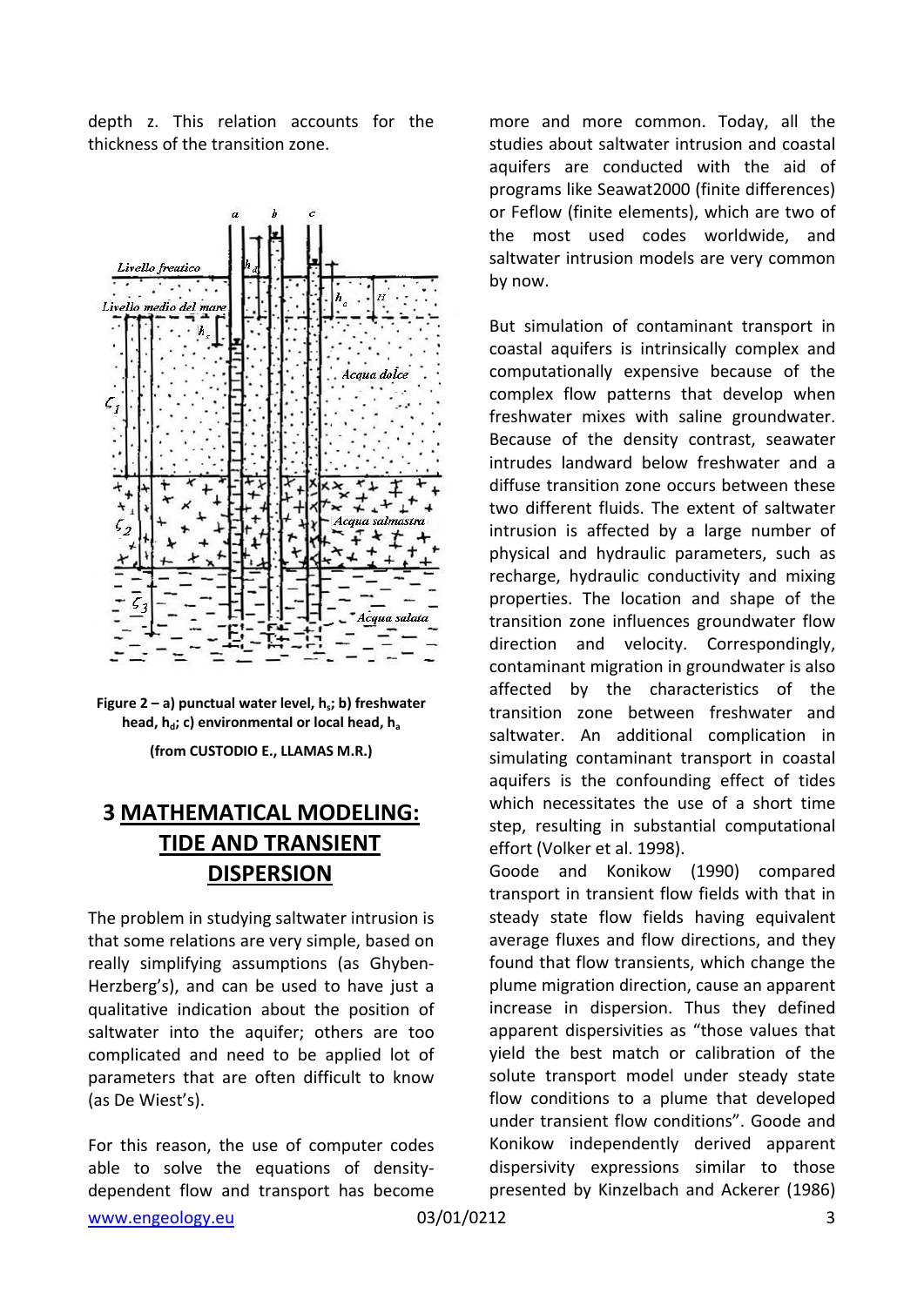depth z. This relation accounts for the thickness of the transition zone.

Livello freatico

Livello medio del mare

Acqua dolce

Acqua salmastra

Acqua salata

**Figure 2 – a) punctual water level, $h_s$; b) freshwater head, $h_d$; c) environmental or local head, $h_a$**

**(from CUSTODIO E., LLAMAS M.R.)**

## 3 MATHEMATICAL MODELING: TIDE AND TRANSIENT DISPERSION

The problem in studying saltwater intrusion is that some relations are very simple, based on really simplifying assumptions (as Ghyben-Herzberg's), and can be used to have just a qualitative indication about the position of saltwater into the aquifer; others are too complicated and need to be applied lot of parameters that are often difficult to know (as De Wiest's).

For this reason, the use of computer codes able to solve the equations of density-dependent flow and transport has become more and more common. Today, all the studies about saltwater intrusion and coastal aquifers are conducted with the aid of programs like Seawat2000 (finite differences) or Feflow (finite elements), which are two of the most used codes worldwide, and saltwater intrusion models are very common by now.

But simulation of contaminant transport in coastal aquifers is intrinsically complex and computationally expensive because of the complex flow patterns that develop when freshwater mixes with saline groundwater. Because of the density contrast, seawater intrudes landward below freshwater and a diffuse transition zone occurs between these two different fluids. The extent of saltwater intrusion is affected by a large number of physical and hydraulic parameters, such as recharge, hydraulic conductivity and mixing properties. The location and shape of the transition zone influences groundwater flow direction and velocity. Correspondingly, contaminant migration in groundwater is also affected by the characteristics of the transition zone between freshwater and saltwater. An additional complication in simulating contaminant transport in coastal aquifers is the confounding effect of tides which necessitates the use of a short time step, resulting in substantial computational effort (Volker et al. 1998).

Goode and Konikow (1990) compared transport in transient flow fields with that in steady state flow fields having equivalent average fluxes and flow directions, and they found that flow transients, which change the plume migration direction, cause an apparent increase in dispersion. Thus they defined apparent dispersivities as "those values that yield the best match or calibration of the solute transport model under steady state flow conditions to a plume that developed under transient flow conditions". Goode and Konikow independently derived apparent dispersivity expressions similar to those presented by Kinzelbach and Ackerer (1986)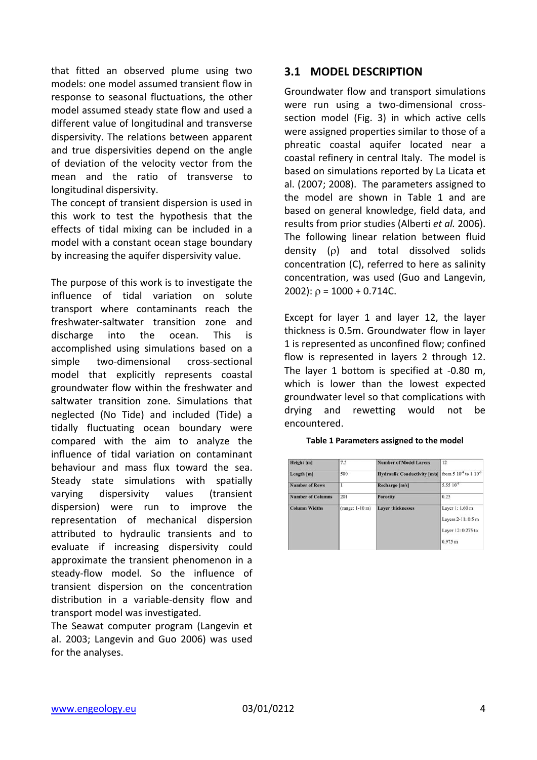that fitted an observed plume using two models: one model assumed transient flow in response to seasonal fluctuations, the other model assumed steady state flow and used a different value of longitudinal and transverse dispersivity. The relations between apparent and true dispersivities depend on the angle of deviation of the velocity vector from the mean and the ratio of transverse to longitudinal dispersivity.
The concept of transient dispersion is used in this work to test the hypothesis that the effects of tidal mixing can be included in a model with a constant ocean stage boundary by increasing the aquifer dispersivity value.

The purpose of this work is to investigate the influence of tidal variation on solute transport where contaminants reach the freshwater-saltwater transition zone and discharge into the ocean. This is accomplished using simulations based on a simple two-dimensional cross-sectional model that explicitly represents coastal groundwater flow within the freshwater and saltwater transition zone. Simulations that neglected (No Tide) and included (Tide) a tidally fluctuating ocean boundary were compared with the aim to analyze the influence of tidal variation on contaminant behaviour and mass flux toward the sea. Steady state simulations with spatially varying dispersivity values (transient dispersion) were run to improve the representation of mechanical dispersion attributed to hydraulic transients and to evaluate if increasing dispersivity could approximate the transient phenomenon in a steady-flow model. So the influence of transient dispersion on the concentration distribution in a variable-density flow and transport model was investigated.
The Seawat computer program (Langevin et al. 2003; Langevin and Guo 2006) was used for the analyses.

## 3.1 MODEL DESCRIPTION

Groundwater flow and transport simulations were run using a two-dimensional cross-section model (Fig. 3) in which active cells were assigned properties similar to those of a phreatic coastal aquifer located near a coastal refinery in central Italy. The model is based on simulations reported by La Licata et al. (2007; 2008). The parameters assigned to the model are shown in Table 1 and are based on general knowledge, field data, and results from prior studies (Alberti *et al.* 2006). The following linear relation between fluid density ($\rho$) and total dissolved solids concentration (C), referred to here as salinity concentration, was used (Guo and Langevin, 2002): $\rho = 1000 + 0.714C$.

Except for layer 1 and layer 12, the layer thickness is 0.5m. Groundwater flow in layer 1 is represented as unconfined flow; confined flow is represented in layers 2 through 12. The layer 1 bottom is specified at -0.80 m, which is lower than the lowest expected groundwater level so that complications with drying and rewetting would not be encountered.

**Table 1 Parameters assigned to the model**

| | | | |
|---|---|---|---|
| Height [m] | 7.5 | Number of Model Layers | 12 |
| Length [m] | 500 | Hydraulic Conductivity [m/s] | from $5\ 10^{-4}$ to $1\ 10^{-3}$ |
| Number of Rows | 1 | Recharge [m/s] | $5.55\ 10^{-9}$ |
| Number of Columns | 201 | Porosity | 0.25 |
| Column Widths | (range: 1-10 m) | Layer thicknesses | Layer 1: 1.60 m<br>Layers 2-11: 0.5 m<br>Layer 12: 0.275 to 0.975 m |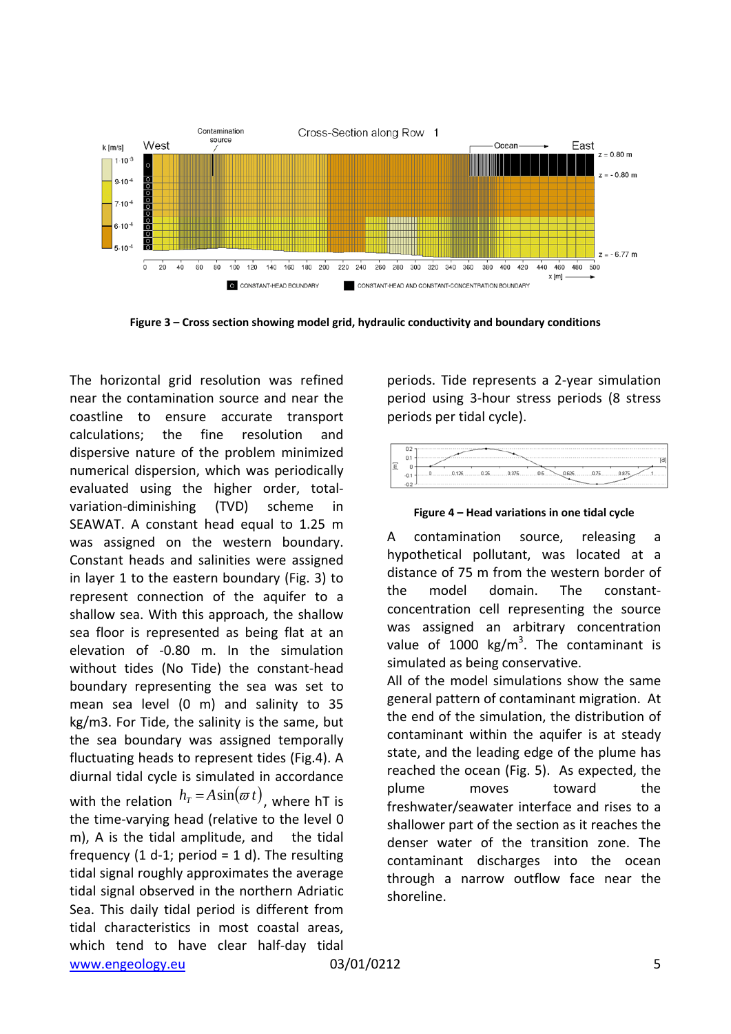**Figure 3 – Cross section showing model grid, hydraulic conductivity and boundary conditions**

The horizontal grid resolution was refined near the contamination source and near the coastline to ensure accurate transport calculations; the fine resolution and dispersive nature of the problem minimized numerical dispersion, which was periodically evaluated using the higher order, total-variation-diminishing (TVD) scheme in SEAWAT. A constant head equal to 1.25 m was assigned on the western boundary. Constant heads and salinities were assigned in layer 1 to the eastern boundary (Fig. 3) to represent connection of the aquifer to a shallow sea. With this approach, the shallow sea floor is represented as being flat at an elevation of -0.80 m. In the simulation without tides (No Tide) the constant-head boundary representing the sea was set to mean sea level (0 m) and salinity to 35 kg/m3. For Tide, the salinity is the same, but the sea boundary was assigned temporally fluctuating heads to represent tides (Fig.4). A diurnal tidal cycle is simulated in accordance with the relation $h_T = A\sin(\varpi t)$, where hT is the time-varying head (relative to the level 0 m), A is the tidal amplitude, and the tidal frequency (1 d-1; period = 1 d). The resulting tidal signal roughly approximates the average tidal signal observed in the northern Adriatic Sea. This daily tidal period is different from tidal characteristics in most coastal areas, which tend to have clear half-day tidal periods. Tide represents a 2-year simulation period using 3-hour stress periods (8 stress periods per tidal cycle).

**Figure 4 – Head variations in one tidal cycle**

A contamination source, releasing a hypothetical pollutant, was located at a distance of 75 m from the western border of the model domain. The constant-concentration cell representing the source was assigned an arbitrary concentration value of 1000 kg/m$^3$. The contaminant is simulated as being conservative.

All of the model simulations show the same general pattern of contaminant migration. At the end of the simulation, the distribution of contaminant within the aquifer is at steady state, and the leading edge of the plume has reached the ocean (Fig. 5). As expected, the plume moves toward the freshwater/seawater interface and rises to a shallower part of the section as it reaches the denser water of the transition zone. The contaminant discharges into the ocean through a narrow outflow face near the shoreline.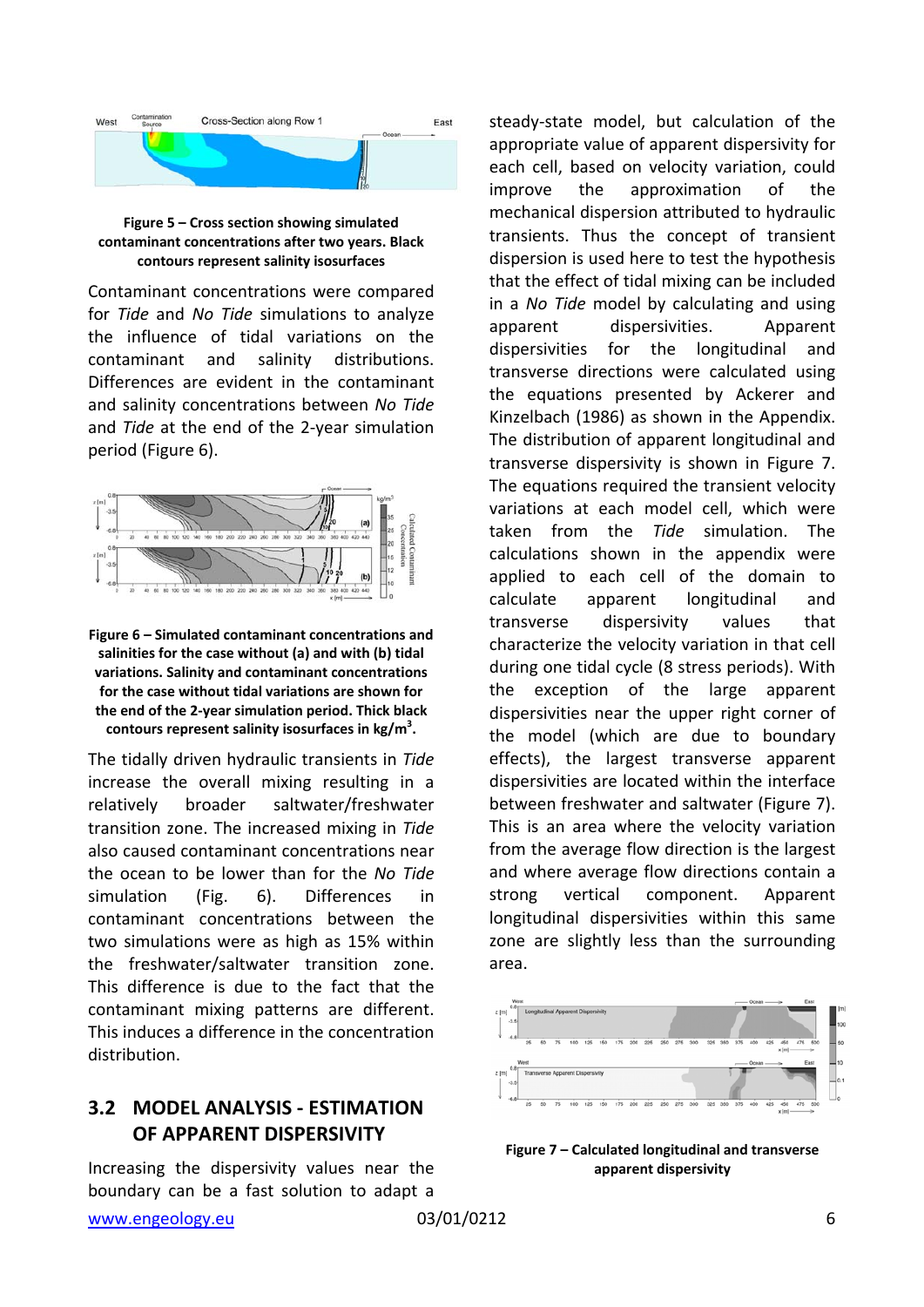West Contamination Source Cross-Section along Row 1 East

Ocean

**Figure 5 – Cross section showing simulated contaminant concentrations after two years. Black contours represent salinity isosurfaces**

Contaminant concentrations were compared for *Tide* and *No Tide* simulations to analyze the influence of tidal variations on the contaminant and salinity distributions. Differences are evident in the contaminant and salinity concentrations between *No Tide* and *Tide* at the end of the 2-year simulation period (Figure 6).

**Figure 6 – Simulated contaminant concentrations and salinities for the case without (a) and with (b) tidal variations. Salinity and contaminant concentrations for the case without tidal variations are shown for the end of the 2-year simulation period. Thick black contours represent salinity isosurfaces in kg/m$^3$.**

The tidally driven hydraulic transients in *Tide* increase the overall mixing resulting in a relatively broader saltwater/freshwater transition zone. The increased mixing in *Tide* also caused contaminant concentrations near the ocean to be lower than for the *No Tide* simulation (Fig. 6). Differences in contaminant concentrations between the two simulations were as high as 15% within the freshwater/saltwater transition zone. This difference is due to the fact that the contaminant mixing patterns are different. This induces a difference in the concentration distribution.

## 3.2 MODEL ANALYSIS - ESTIMATION OF APPARENT DISPERSIVITY

Increasing the dispersivity values near the boundary can be a fast solution to adapt a steady-state model, but calculation of the appropriate value of apparent dispersivity for each cell, based on velocity variation, could improve the approximation of the mechanical dispersion attributed to hydraulic transients. Thus the concept of transient dispersion is used here to test the hypothesis that the effect of tidal mixing can be included in a *No Tide* model by calculating and using apparent dispersivities. Apparent dispersivities for the longitudinal and transverse directions were calculated using the equations presented by Ackerer and Kinzelbach (1986) as shown in the Appendix. The distribution of apparent longitudinal and transverse dispersivity is shown in Figure 7. The equations required the transient velocity variations at each model cell, which were taken from the *Tide* simulation. The calculations shown in the appendix were applied to each cell of the domain to calculate apparent longitudinal and transverse dispersivity values that characterize the velocity variation in that cell during one tidal cycle (8 stress periods). With the exception of the large apparent dispersivities near the upper right corner of the model (which are due to boundary effects), the largest transverse apparent dispersivities are located within the interface between freshwater and saltwater (Figure 7). This is an area where the velocity variation from the average flow direction is the largest and where average flow directions contain a strong vertical component. Apparent longitudinal dispersivities within this same zone are slightly less than the surrounding area.

**Figure 7 – Calculated longitudinal and transverse apparent dispersivity**

www.engeology.eu 03/01/0212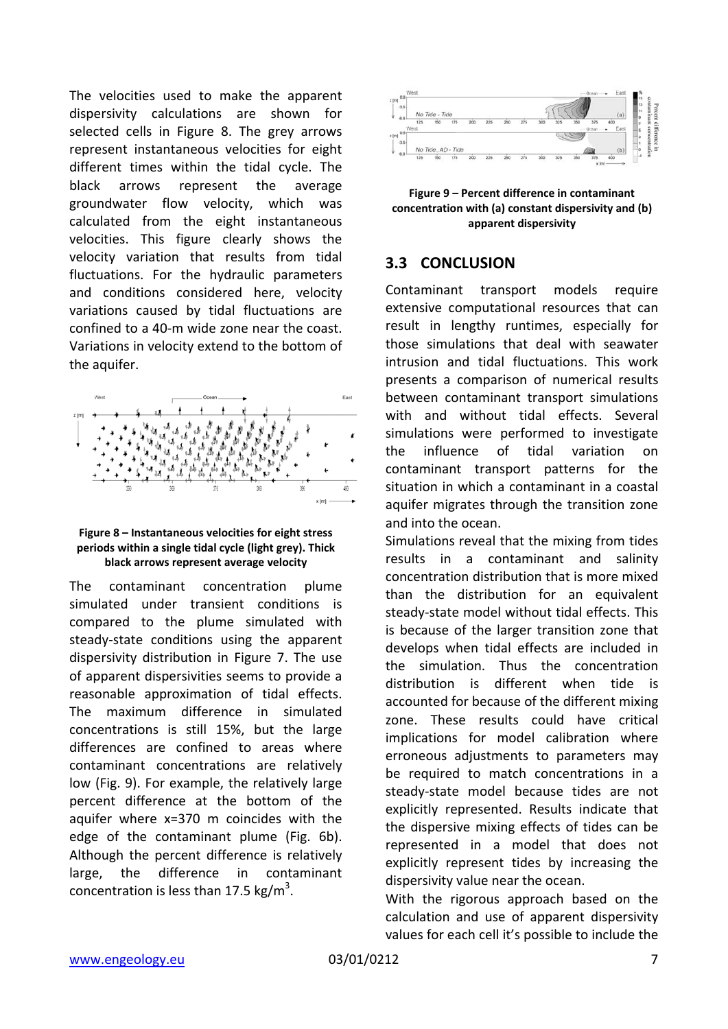The velocities used to make the apparent dispersivity calculations are shown for selected cells in Figure 8. The grey arrows represent instantaneous velocities for eight different times within the tidal cycle. The black arrows represent the average groundwater flow velocity, which was calculated from the eight instantaneous velocities. This figure clearly shows the velocity variation that results from tidal fluctuations. For the hydraulic parameters and conditions considered here, velocity variations caused by tidal fluctuations are confined to a 40-m wide zone near the coast. Variations in velocity extend to the bottom of the aquifer.

West
Ocean
East
z [m]
350
360
370
380
390
400
x [m]

**Figure 8 – Instantaneous velocities for eight stress periods within a single tidal cycle (light grey). Thick black arrows represent average velocity**

The contaminant concentration plume simulated under transient conditions is compared to the plume simulated with steady-state conditions using the apparent dispersivity distribution in Figure 7. The use of apparent dispersivities seems to provide a reasonable approximation of tidal effects. The maximum difference in simulated concentrations is still 15%, but the large differences are confined to areas where contaminant concentrations are relatively low (Fig. 9). For example, the relatively large percent difference at the bottom of the aquifer where x=370 m coincides with the edge of the contaminant plume (Fig. 6b). Although the percent difference is relatively large, the difference in contaminant concentration is less than 17.5 kg/m$^3$.

West
Ocean
East
z [m]
0.8
-35
-68.6
No Tide - Tide
(a)
125
150
175
200
225
250
275
300
325
350
375
400
West
Ocean
East
z [m]
0.8
-35
-68.8
No Tide_AD - Tide
(b)
125
150
175
200
225
250
275
300
325
350
375
400
x [m]
Percent difference in contaminant concentration
15
13
11
9
7
5
3
1
0
-1

**Figure 9 – Percent difference in contaminant concentration with (a) constant dispersivity and (b) apparent dispersivity**

## 3.3 CONCLUSION

Contaminant transport models require extensive computational resources that can result in lengthy runtimes, especially for those simulations that deal with seawater intrusion and tidal fluctuations. This work presents a comparison of numerical results between contaminant transport simulations with and without tidal effects. Several simulations were performed to investigate the influence of tidal variation on contaminant transport patterns for the situation in which a contaminant in a coastal aquifer migrates through the transition zone and into the ocean.

Simulations reveal that the mixing from tides results in a contaminant and salinity concentration distribution that is more mixed than the distribution for an equivalent steady-state model without tidal effects. This is because of the larger transition zone that develops when tidal effects are included in the simulation. Thus the concentration distribution is different when tide is accounted for because of the different mixing zone. These results could have critical implications for model calibration where erroneous adjustments to parameters may be required to match concentrations in a steady-state model because tides are not explicitly represented. Results indicate that the dispersive mixing effects of tides can be represented in a model that does not explicitly represent tides by increasing the dispersivity value near the ocean.

With the rigorous approach based on the calculation and use of apparent dispersivity values for each cell it's possible to include the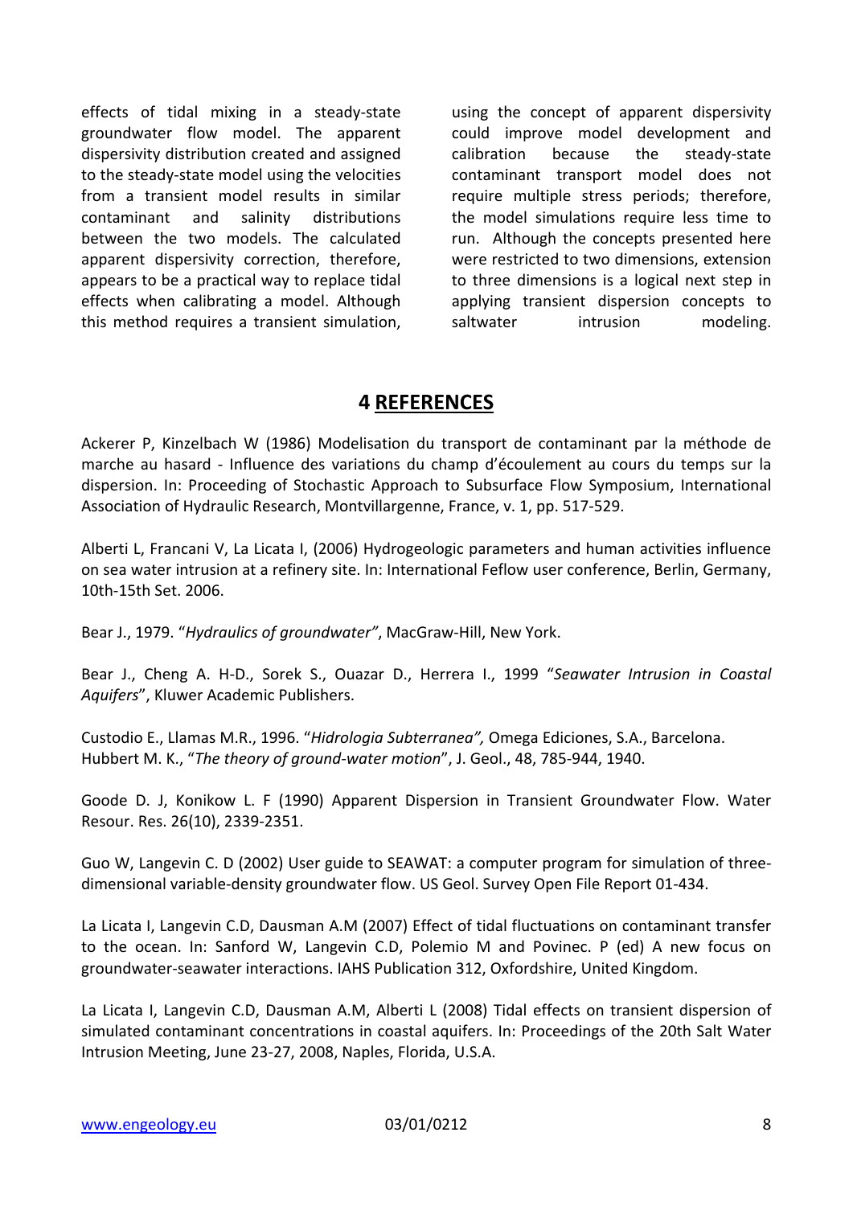effects of tidal mixing in a steady-state groundwater flow model. The apparent dispersivity distribution created and assigned to the steady-state model using the velocities from a transient model results in similar contaminant and salinity distributions between the two models. The calculated apparent dispersivity correction, therefore, appears to be a practical way to replace tidal effects when calibrating a model. Although this method requires a transient simulation, using the concept of apparent dispersivity could improve model development and calibration because the steady-state contaminant transport model does not require multiple stress periods; therefore, the model simulations require less time to run. Although the concepts presented here were restricted to two dimensions, extension to three dimensions is a logical next step in applying transient dispersion concepts to saltwater intrusion modeling.

# 4 REFERENCES

Ackerer P, Kinzelbach W (1986) Modelisation du transport de contaminant par la méthode de marche au hasard - Influence des variations du champ d'écoulement au cours du temps sur la dispersion. In: Proceeding of Stochastic Approach to Subsurface Flow Symposium, International Association of Hydraulic Research, Montvillargenne, France, v. 1, pp. 517-529.

Alberti L, Francani V, La Licata I, (2006) Hydrogeologic parameters and human activities influence on sea water intrusion at a refinery site. In: International Feflow user conference, Berlin, Germany, 10th-15th Set. 2006.

Bear J., 1979. "*Hydraulics of groundwater"*, MacGraw-Hill, New York.

Bear J., Cheng A. H-D., Sorek S., Ouazar D., Herrera I., 1999 "*Seawater Intrusion in Coastal Aquifers*", Kluwer Academic Publishers.

Custodio E., Llamas M.R., 1996. "*Hidrologia Subterranea",* Omega Ediciones, S.A., Barcelona.
Hubbert M. K., "*The theory of ground-water motion*", J. Geol., 48, 785-944, 1940.

Goode D. J, Konikow L. F (1990) Apparent Dispersion in Transient Groundwater Flow. Water Resour. Res. 26(10), 2339-2351.

Guo W, Langevin C. D (2002) User guide to SEAWAT: a computer program for simulation of three-dimensional variable-density groundwater flow. US Geol. Survey Open File Report 01-434.

La Licata I, Langevin C.D, Dausman A.M (2007) Effect of tidal fluctuations on contaminant transfer to the ocean. In: Sanford W, Langevin C.D, Polemio M and Povinec. P (ed) A new focus on groundwater-seawater interactions. IAHS Publication 312, Oxfordshire, United Kingdom.

La Licata I, Langevin C.D, Dausman A.M, Alberti L (2008) Tidal effects on transient dispersion of simulated contaminant concentrations in coastal aquifers. In: Proceedings of the 20th Salt Water Intrusion Meeting, June 23-27, 2008, Naples, Florida, U.S.A.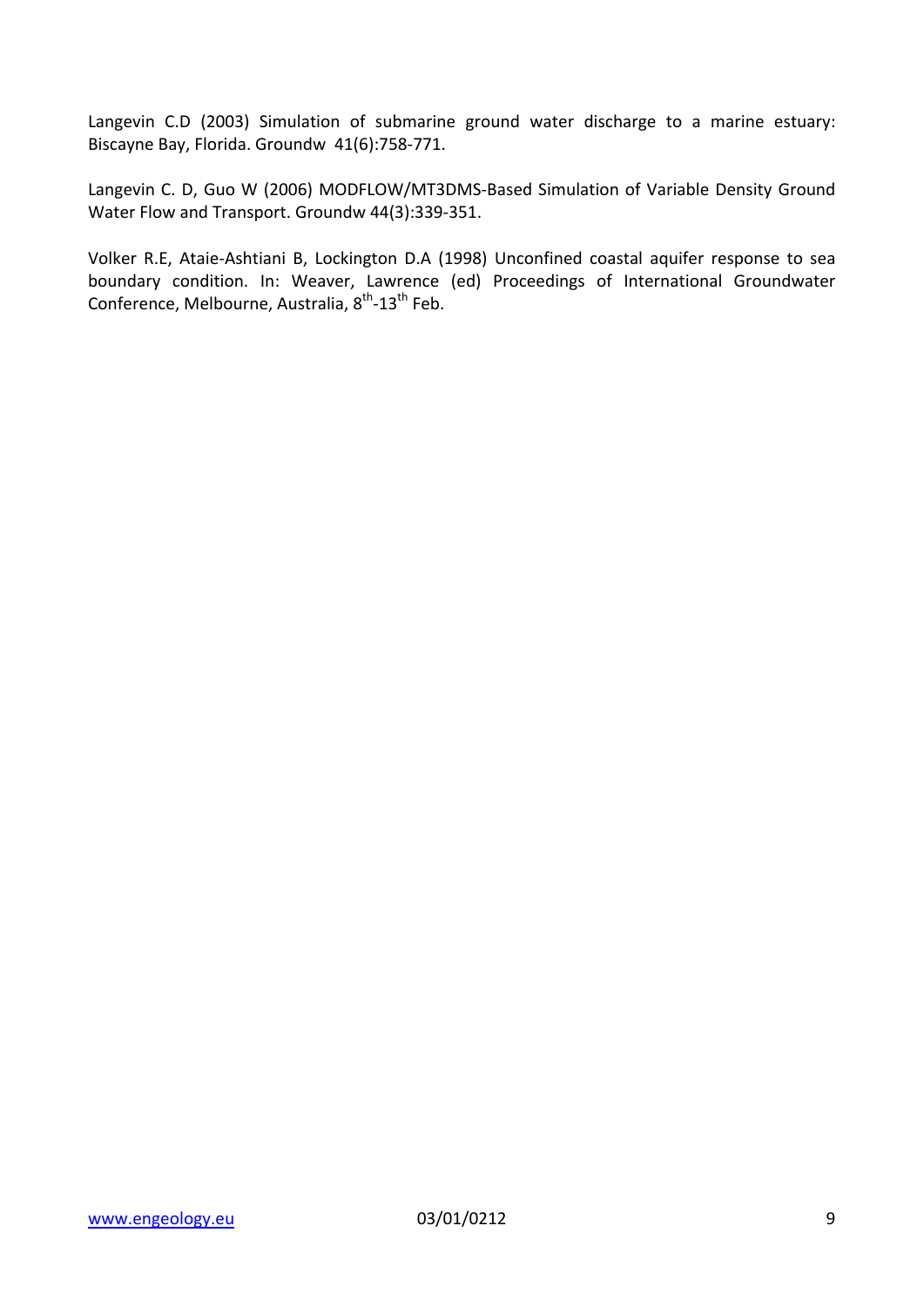Langevin C.D (2003) Simulation of submarine ground water discharge to a marine estuary: Biscayne Bay, Florida. Groundw 41(6):758-771.

Langevin C. D, Guo W (2006) MODFLOW/MT3DMS-Based Simulation of Variable Density Ground Water Flow and Transport. Groundw 44(3):339-351.

Volker R.E, Ataie-Ashtiani B, Lockington D.A (1998) Unconfined coastal aquifer response to sea boundary condition. In: Weaver, Lawrence (ed) Proceedings of International Groundwater Conference, Melbourne, Australia, 8th-13th Feb.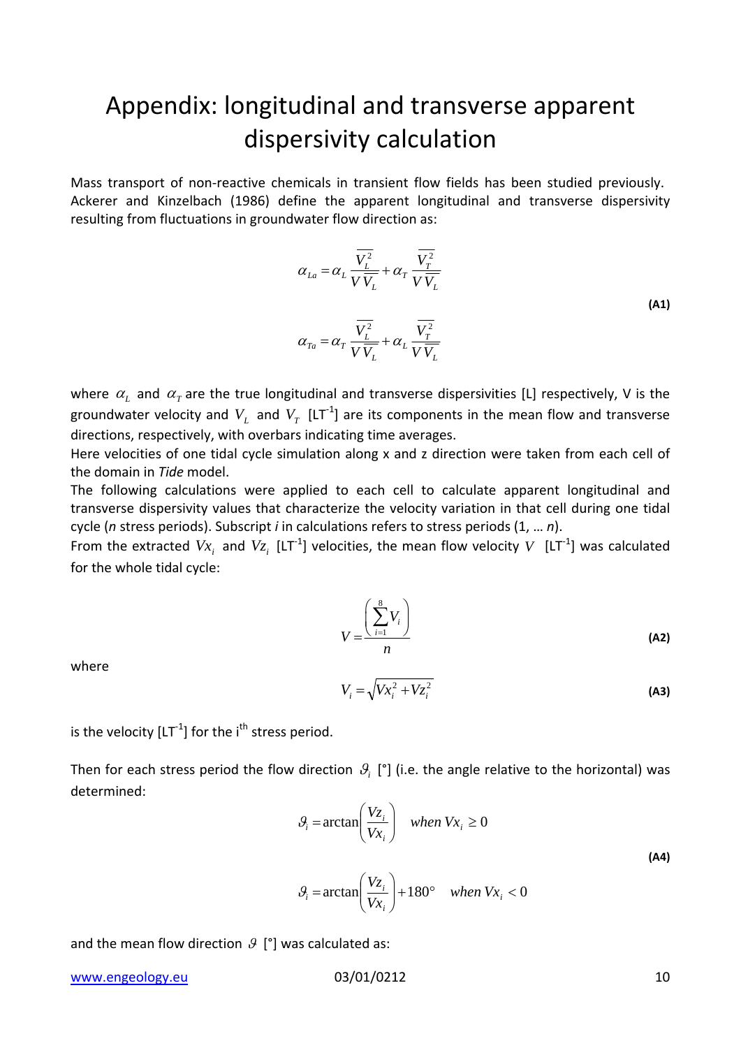# Appendix: longitudinal and transverse apparent dispersivity calculation

Mass transport of non-reactive chemicals in transient flow fields has been studied previously. Ackerer and Kinzelbach (1986) define the apparent longitudinal and transverse dispersivity resulting from fluctuations in groundwater flow direction as:

$$
\begin{aligned}
\alpha_{La} &= \alpha_L \frac{\overline{V_L^2}}{V\,\overline{V_L}} + \alpha_T \frac{\overline{V_T^2}}{V\,\overline{V_L}} \\
\alpha_{Ta} &= \alpha_T \frac{\overline{V_L^2}}{V\,\overline{V_L}} + \alpha_L \frac{\overline{V_T^2}}{V\,\overline{V_L}}
\end{aligned}
\tag{A1}
$$

where $\alpha_L$ and $\alpha_T$ are the true longitudinal and transverse dispersivities [L] respectively, V is the groundwater velocity and $V_L$ and $V_T$ [LT$^{-1}$] are its components in the mean flow and transverse directions, respectively, with overbars indicating time averages.

Here velocities of one tidal cycle simulation along x and z direction were taken from each cell of the domain in *Tide* model.

The following calculations were applied to each cell to calculate apparent longitudinal and transverse dispersivity values that characterize the velocity variation in that cell during one tidal cycle (*n* stress periods). Subscript *i* in calculations refers to stress periods (1, … *n*).

From the extracted $Vx_i$ and $Vz_i$ [LT$^{-1}$] velocities, the mean flow velocity $V$ [LT$^{-1}$] was calculated for the whole tidal cycle:

$$
V = \frac{\left(\sum_{i=1}^{8} V_i\right)}{n}
\tag{A2}
$$

where

$$
V_i = \sqrt{Vx_i^2 + Vz_i^2}
\tag{A3}
$$

is the velocity [LT$^{-1}$] for the i$^{th}$ stress period.

Then for each stress period the flow direction $\vartheta_i$ [°] (i.e. the angle relative to the horizontal) was determined:

$$
\begin{aligned}
\vartheta_i &= \arctan\left(\frac{Vz_i}{Vx_i}\right) \quad \text{when } Vx_i \geq 0 \\
\vartheta_i &= \arctan\left(\frac{Vz_i}{Vx_i}\right) + 180° \quad \text{when } Vx_i < 0
\end{aligned}
\tag{A4}
$$

and the mean flow direction $\vartheta$ [°] was calculated as: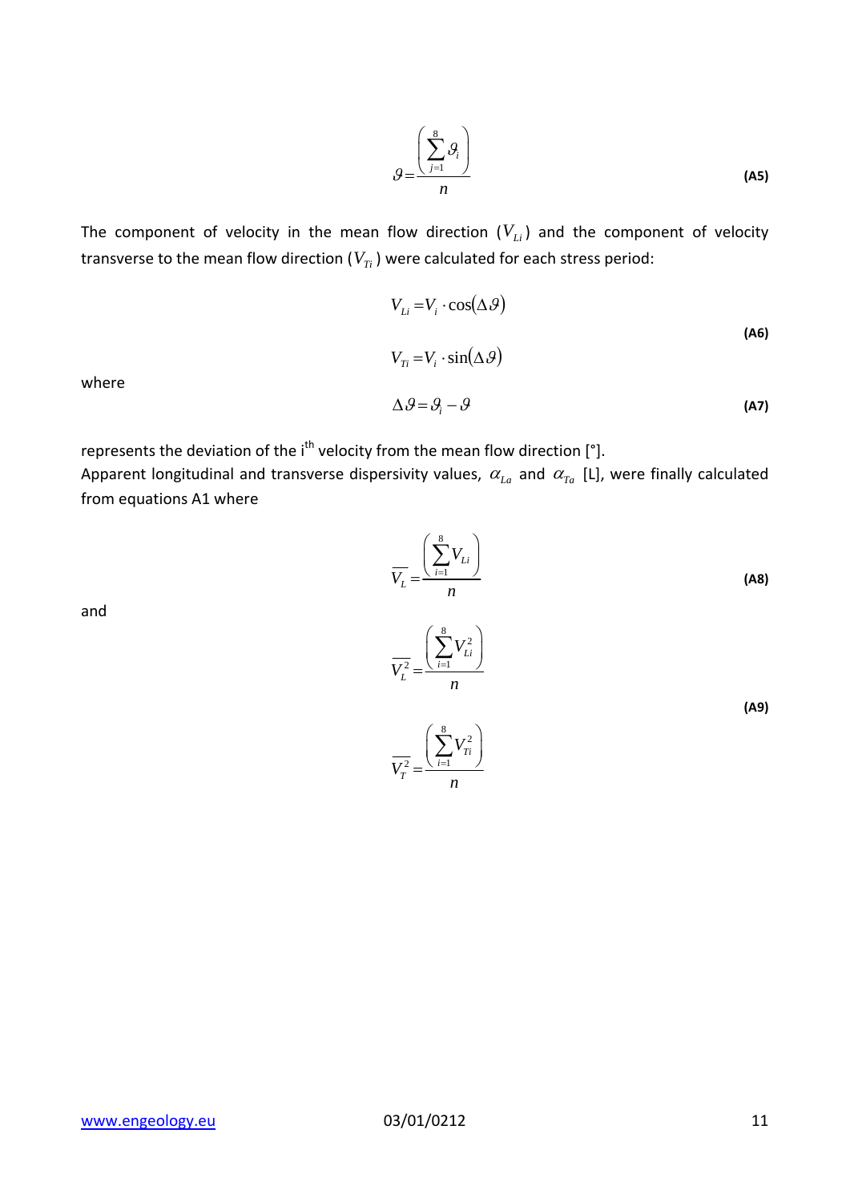$$\vartheta = \frac{\left( \sum_{j=1}^{8} \vartheta_i \right)}{n} \tag{A5}$$

The component of velocity in the mean flow direction ($V_{Li}$) and the component of velocity transverse to the mean flow direction ($V_{Ti}$) were calculated for each stress period:

$$V_{Li} = V_i \cdot \cos(\Delta \vartheta)$$
$$V_{Ti} = V_i \cdot \sin(\Delta \vartheta) \tag{A6}$$

where

$$\Delta \vartheta = \vartheta_i - \vartheta \tag{A7}$$

represents the deviation of the i[th] velocity from the mean flow direction [°].
Apparent longitudinal and transverse dispersivity values, $\alpha_{La}$ and $\alpha_{Ta}$ [L], were finally calculated from equations A1 where

$$\overline{V_L} = \frac{\left( \sum_{i=1}^{8} V_{Li} \right)}{n} \tag{A8}$$

and

$$\overline{V_L^2} = \frac{\left( \sum_{i=1}^{8} V_{Li}^2 \right)}{n}$$
$$\overline{V_T^2} = \frac{\left( \sum_{i=1}^{8} V_{Ti}^2 \right)}{n} \tag{A9}$$

www.engeology.eu 03/01/0212